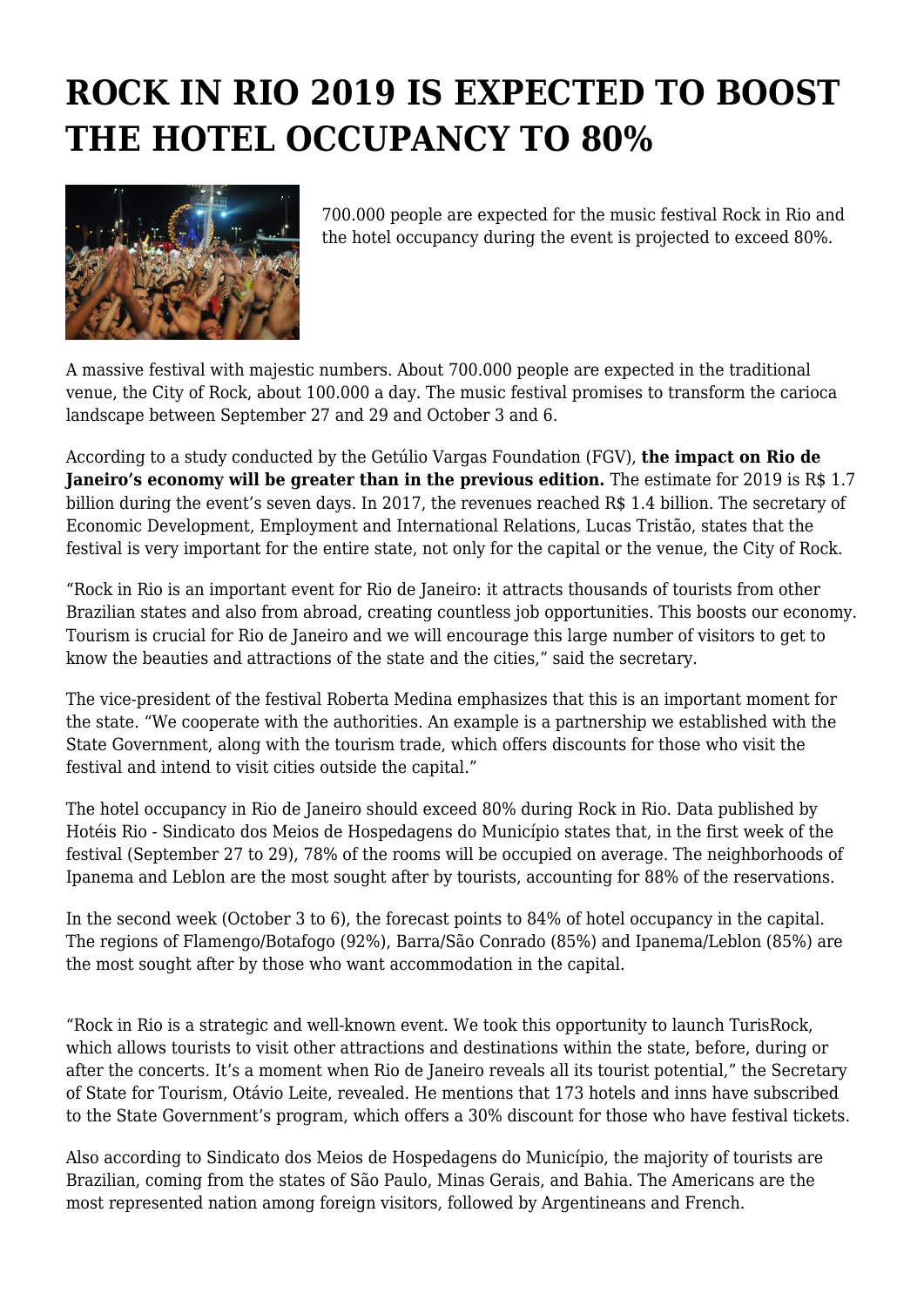# ROCK IN RIO 2019 IS EXPECTED TO BOOST THE HOTEL OCCUPANCY TO 80%

700.000 people are expected for the music festival Rock in Rio and the hotel occupancy during the event is projected to exceed 80%.

A massive festival with majestic numbers. About 700.000 people are expected in the traditional venue, the City of Rock, about 100.000 a day. The music festival promises to transform the carioca landscape between September 27 and 29 and October 3 and 6.

According to a study conducted by the Getúlio Vargas Foundation (FGV), **the impact on Rio de Janeiro's economy will be greater than in the previous edition.** The estimate for 2019 is R$ 1.7 billion during the event's seven days. In 2017, the revenues reached R$ 1.4 billion. The secretary of Economic Development, Employment and International Relations, Lucas Tristão, states that the festival is very important for the entire state, not only for the capital or the venue, the City of Rock.

"Rock in Rio is an important event for Rio de Janeiro: it attracts thousands of tourists from other Brazilian states and also from abroad, creating countless job opportunities. This boosts our economy. Tourism is crucial for Rio de Janeiro and we will encourage this large number of visitors to get to know the beauties and attractions of the state and the cities," said the secretary.

The vice-president of the festival Roberta Medina emphasizes that this is an important moment for the state. "We cooperate with the authorities. An example is a partnership we established with the State Government, along with the tourism trade, which offers discounts for those who visit the festival and intend to visit cities outside the capital."

The hotel occupancy in Rio de Janeiro should exceed 80% during Rock in Rio. Data published by Hotéis Rio - Sindicato dos Meios de Hospedagens do Município states that, in the first week of the festival (September 27 to 29), 78% of the rooms will be occupied on average. The neighborhoods of Ipanema and Leblon are the most sought after by tourists, accounting for 88% of the reservations.

In the second week (October 3 to 6), the forecast points to 84% of hotel occupancy in the capital. The regions of Flamengo/Botafogo (92%), Barra/São Conrado (85%) and Ipanema/Leblon (85%) are the most sought after by those who want accommodation in the capital.

"Rock in Rio is a strategic and well-known event. We took this opportunity to launch TurisRock, which allows tourists to visit other attractions and destinations within the state, before, during or after the concerts. It's a moment when Rio de Janeiro reveals all its tourist potential," the Secretary of State for Tourism, Otávio Leite, revealed. He mentions that 173 hotels and inns have subscribed to the State Government's program, which offers a 30% discount for those who have festival tickets.

Also according to Sindicato dos Meios de Hospedagens do Município, the majority of tourists are Brazilian, coming from the states of São Paulo, Minas Gerais, and Bahia. The Americans are the most represented nation among foreign visitors, followed by Argentineans and French.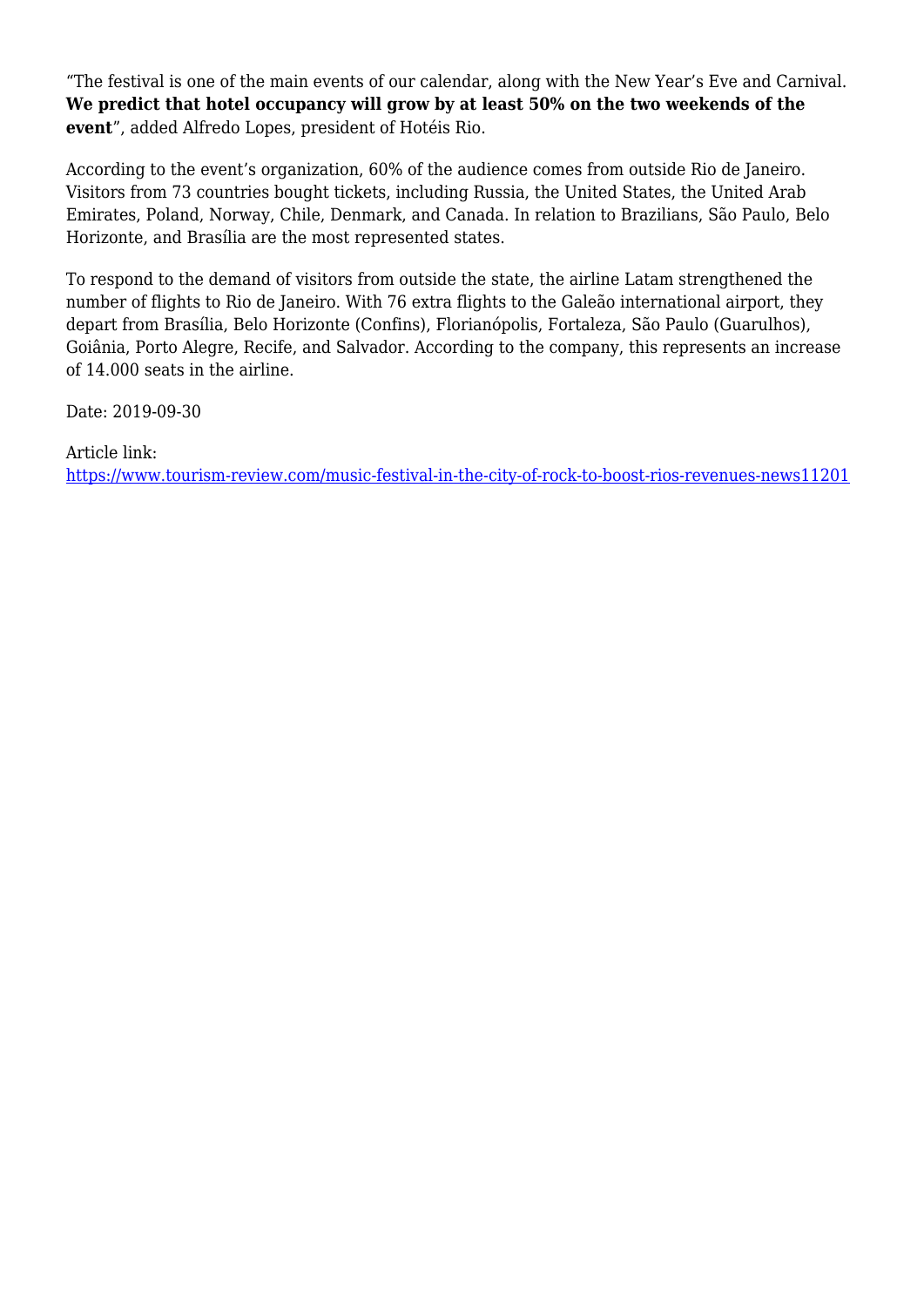“The festival is one of the main events of our calendar, along with the New Year’s Eve and Carnival. **We predict that hotel occupancy will grow by at least 50% on the two weekends of the event**”, added Alfredo Lopes, president of Hotéis Rio.

According to the event’s organization, 60% of the audience comes from outside Rio de Janeiro. Visitors from 73 countries bought tickets, including Russia, the United States, the United Arab Emirates, Poland, Norway, Chile, Denmark, and Canada. In relation to Brazilians, São Paulo, Belo Horizonte, and Brasília are the most represented states.

To respond to the demand of visitors from outside the state, the airline Latam strengthened the number of flights to Rio de Janeiro. With 76 extra flights to the Galeão international airport, they depart from Brasília, Belo Horizonte (Confins), Florianópolis, Fortaleza, São Paulo (Guarulhos), Goiânia, Porto Alegre, Recife, and Salvador. According to the company, this represents an increase of 14.000 seats in the airline.

Date: 2019-09-30

Article link:
[https://www.tourism-review.com/music-festival-in-the-city-of-rock-to-boost-rios-revenues-news11201](https://www.tourism-review.com/music-festival-in-the-city-of-rock-to-boost-rios-revenues-news11201)